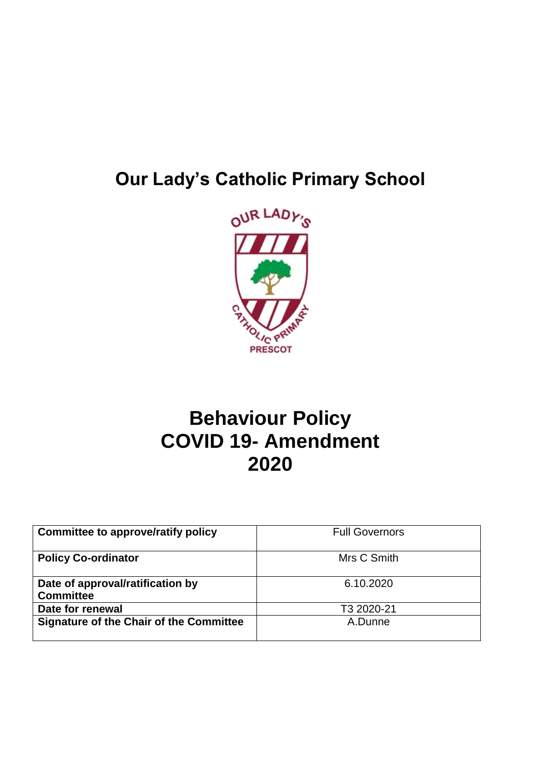# Our Lady's Catholic Primary School

# Behaviour Policy
# COVID 19- Amendment
# 2020

| Committee to approve/ratify policy | Full Governors |
|---|---|
| Policy Co-ordinator | Mrs C Smith |
| Date of approval/ratification by Committee | 6.10.2020 |
| Date for renewal | T3 2020-21 |
| Signature of the Chair of the Committee | A.Dunne |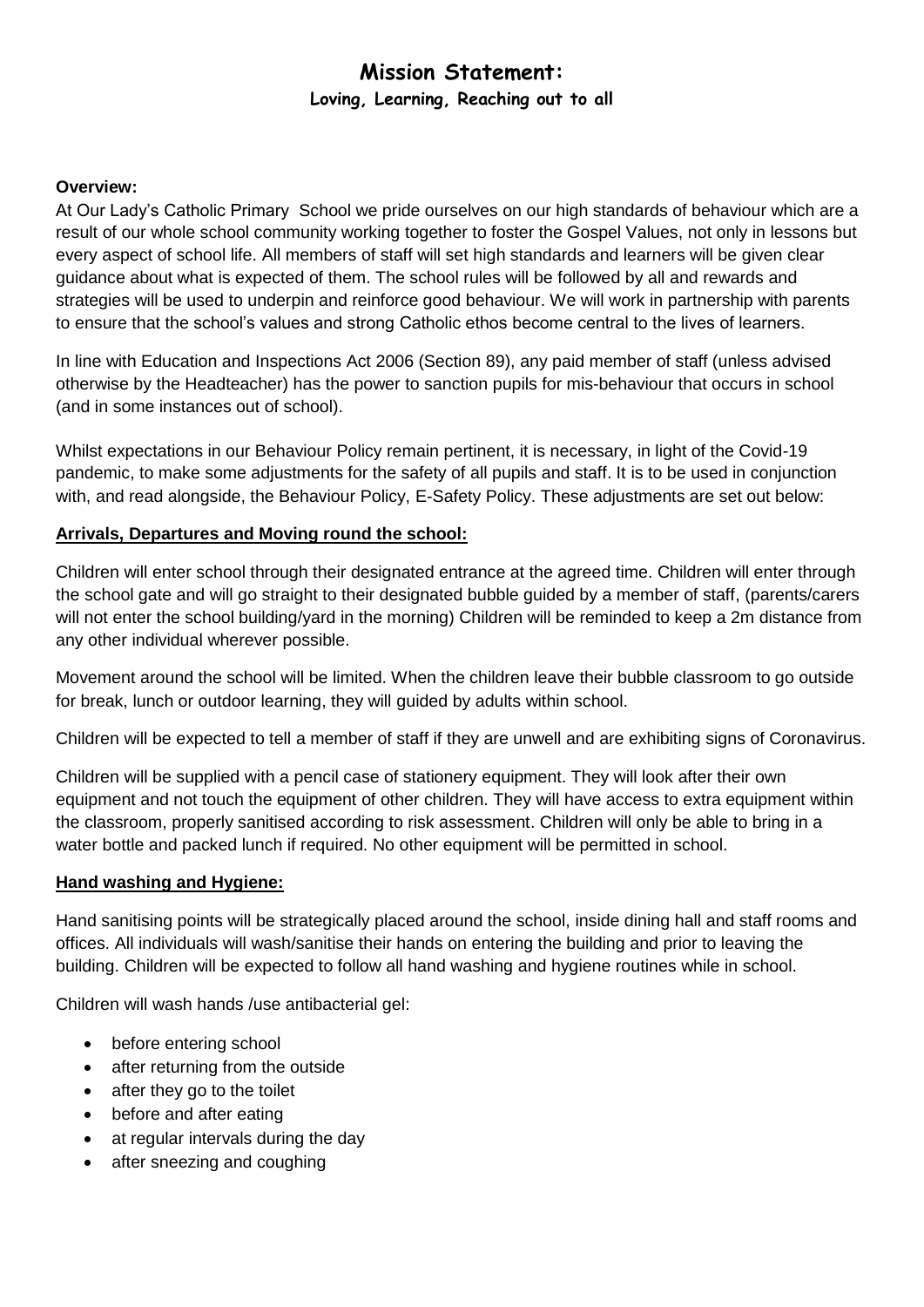# Mission Statement:

**Loving, Learning, Reaching out to all**

**Overview:**

At Our Lady's Catholic Primary School we pride ourselves on our high standards of behaviour which are a result of our whole school community working together to foster the Gospel Values, not only in lessons but every aspect of school life. All members of staff will set high standards and learners will be given clear guidance about what is expected of them. The school rules will be followed by all and rewards and strategies will be used to underpin and reinforce good behaviour. We will work in partnership with parents to ensure that the school's values and strong Catholic ethos become central to the lives of learners.

In line with Education and Inspections Act 2006 (Section 89), any paid member of staff (unless advised otherwise by the Headteacher) has the power to sanction pupils for mis-behaviour that occurs in school (and in some instances out of school).

Whilst expectations in our Behaviour Policy remain pertinent, it is necessary, in light of the Covid-19 pandemic, to make some adjustments for the safety of all pupils and staff. It is to be used in conjunction with, and read alongside, the Behaviour Policy, E-Safety Policy. These adjustments are set out below:

**Arrivals, Departures and Moving round the school:**

Children will enter school through their designated entrance at the agreed time. Children will enter through the school gate and will go straight to their designated bubble guided by a member of staff, (parents/carers will not enter the school building/yard in the morning) Children will be reminded to keep a 2m distance from any other individual wherever possible.

Movement around the school will be limited. When the children leave their bubble classroom to go outside for break, lunch or outdoor learning, they will guided by adults within school.

Children will be expected to tell a member of staff if they are unwell and are exhibiting signs of Coronavirus.

Children will be supplied with a pencil case of stationery equipment. They will look after their own equipment and not touch the equipment of other children. They will have access to extra equipment within the classroom, properly sanitised according to risk assessment. Children will only be able to bring in a water bottle and packed lunch if required. No other equipment will be permitted in school.

**Hand washing and Hygiene:**

Hand sanitising points will be strategically placed around the school, inside dining hall and staff rooms and offices. All individuals will wash/sanitise their hands on entering the building and prior to leaving the building. Children will be expected to follow all hand washing and hygiene routines while in school.

Children will wash hands /use antibacterial gel:

- before entering school
- after returning from the outside
- after they go to the toilet
- before and after eating
- at regular intervals during the day
- after sneezing and coughing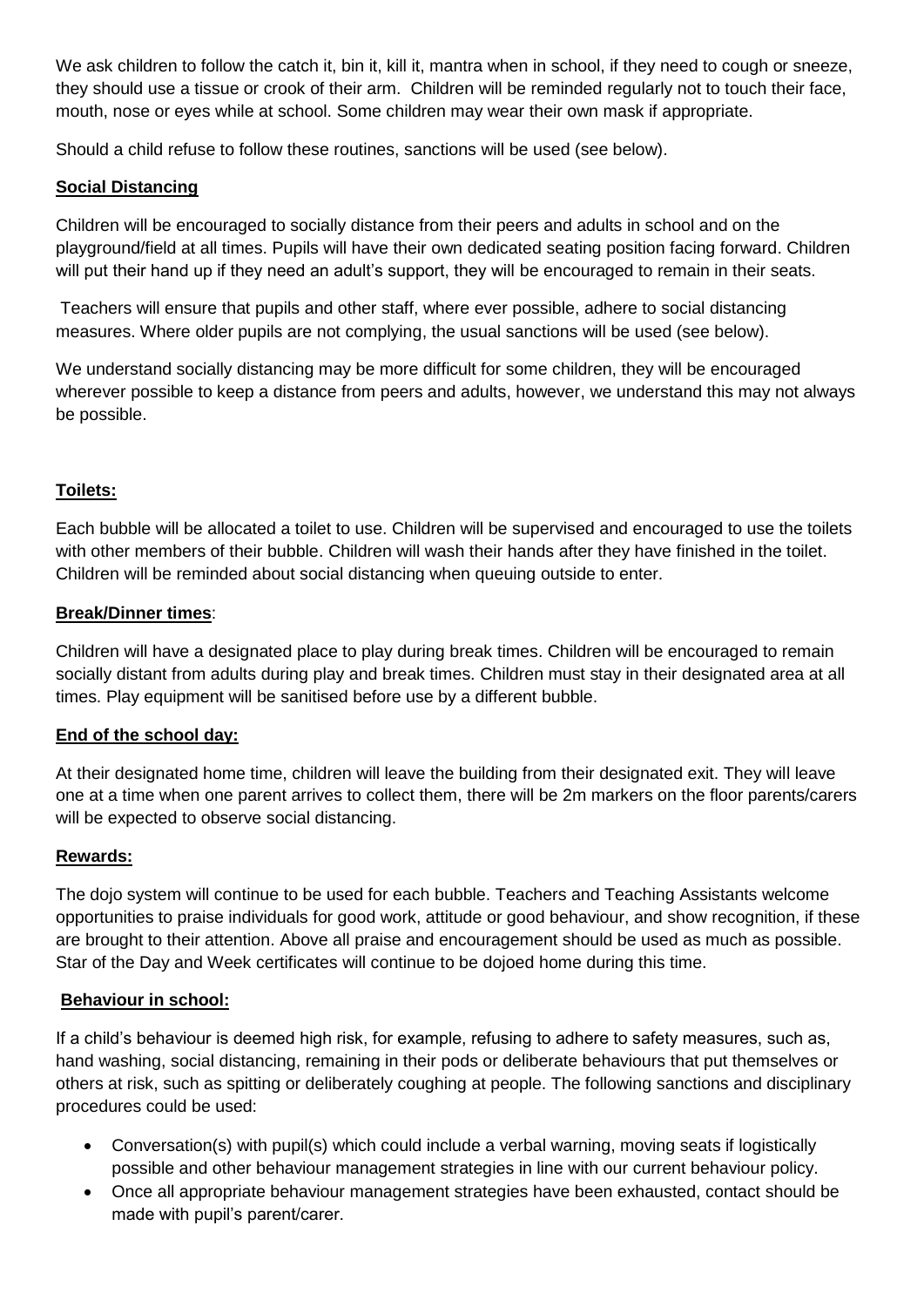We ask children to follow the catch it, bin it, kill it, mantra when in school, if they need to cough or sneeze, they should use a tissue or crook of their arm. Children will be reminded regularly not to touch their face, mouth, nose or eyes while at school. Some children may wear their own mask if appropriate.

Should a child refuse to follow these routines, sanctions will be used (see below).

**Social Distancing**

Children will be encouraged to socially distance from their peers and adults in school and on the playground/field at all times. Pupils will have their own dedicated seating position facing forward. Children will put their hand up if they need an adult's support, they will be encouraged to remain in their seats.

Teachers will ensure that pupils and other staff, where ever possible, adhere to social distancing measures. Where older pupils are not complying, the usual sanctions will be used (see below).

We understand socially distancing may be more difficult for some children, they will be encouraged wherever possible to keep a distance from peers and adults, however, we understand this may not always be possible.

**Toilets:**

Each bubble will be allocated a toilet to use. Children will be supervised and encouraged to use the toilets with other members of their bubble. Children will wash their hands after they have finished in the toilet. Children will be reminded about social distancing when queuing outside to enter.

**Break/Dinner times**:

Children will have a designated place to play during break times. Children will be encouraged to remain socially distant from adults during play and break times. Children must stay in their designated area at all times. Play equipment will be sanitised before use by a different bubble.

**End of the school day:**

At their designated home time, children will leave the building from their designated exit. They will leave one at a time when one parent arrives to collect them, there will be 2m markers on the floor parents/carers will be expected to observe social distancing.

**Rewards:**

The dojo system will continue to be used for each bubble. Teachers and Teaching Assistants welcome opportunities to praise individuals for good work, attitude or good behaviour, and show recognition, if these are brought to their attention. Above all praise and encouragement should be used as much as possible. Star of the Day and Week certificates will continue to be dojoed home during this time.

**Behaviour in school:**

If a child's behaviour is deemed high risk, for example, refusing to adhere to safety measures, such as, hand washing, social distancing, remaining in their pods or deliberate behaviours that put themselves or others at risk, such as spitting or deliberately coughing at people. The following sanctions and disciplinary procedures could be used:

- Conversation(s) with pupil(s) which could include a verbal warning, moving seats if logistically possible and other behaviour management strategies in line with our current behaviour policy.
- Once all appropriate behaviour management strategies have been exhausted, contact should be made with pupil's parent/carer.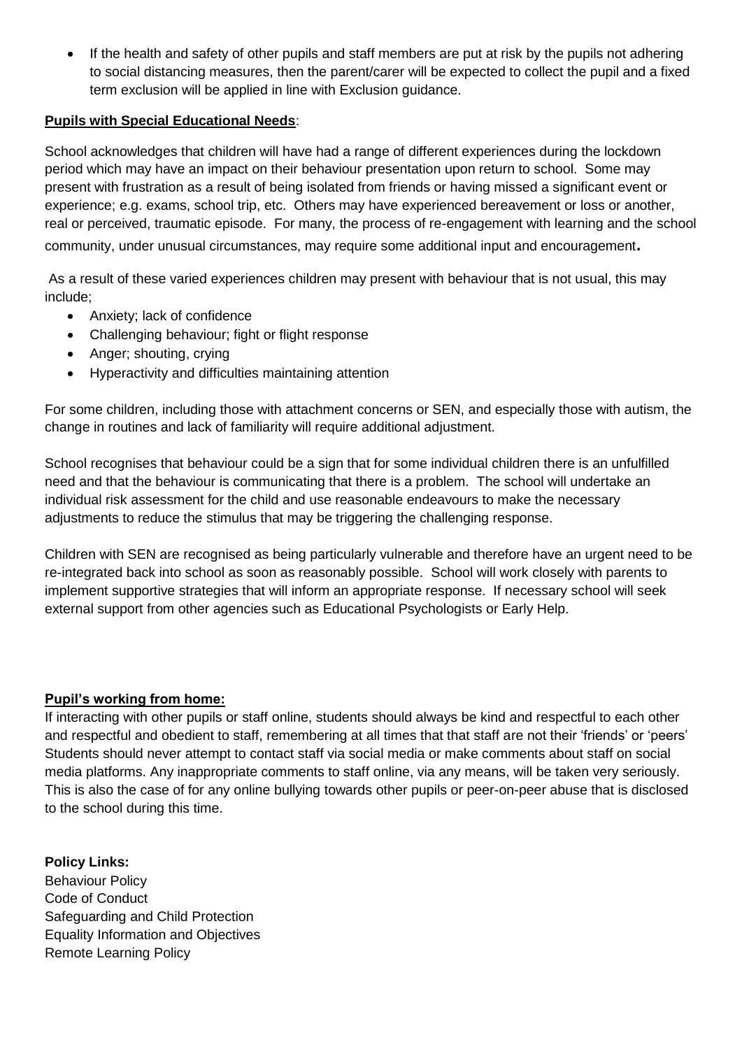- If the health and safety of other pupils and staff members are put at risk by the pupils not adhering to social distancing measures, then the parent/carer will be expected to collect the pupil and a fixed term exclusion will be applied in line with Exclusion guidance.

**Pupils with Special Educational Needs**:

School acknowledges that children will have had a range of different experiences during the lockdown period which may have an impact on their behaviour presentation upon return to school. Some may present with frustration as a result of being isolated from friends or having missed a significant event or experience; e.g. exams, school trip, etc. Others may have experienced bereavement or loss or another, real or perceived, traumatic episode. For many, the process of re-engagement with learning and the school community, under unusual circumstances, may require some additional input and encouragement**.**

As a result of these varied experiences children may present with behaviour that is not usual, this may include;

- Anxiety; lack of confidence
- Challenging behaviour; fight or flight response
- Anger; shouting, crying
- Hyperactivity and difficulties maintaining attention

For some children, including those with attachment concerns or SEN, and especially those with autism, the change in routines and lack of familiarity will require additional adjustment.

School recognises that behaviour could be a sign that for some individual children there is an unfulfilled need and that the behaviour is communicating that there is a problem. The school will undertake an individual risk assessment for the child and use reasonable endeavours to make the necessary adjustments to reduce the stimulus that may be triggering the challenging response.

Children with SEN are recognised as being particularly vulnerable and therefore have an urgent need to be re-integrated back into school as soon as reasonably possible. School will work closely with parents to implement supportive strategies that will inform an appropriate response. If necessary school will seek external support from other agencies such as Educational Psychologists or Early Help.

**Pupil's working from home:**

If interacting with other pupils or staff online, students should always be kind and respectful to each other and respectful and obedient to staff, remembering at all times that that staff are not their 'friends' or 'peers' Students should never attempt to contact staff via social media or make comments about staff on social media platforms. Any inappropriate comments to staff online, via any means, will be taken very seriously. This is also the case of for any online bullying towards other pupils or peer-on-peer abuse that is disclosed to the school during this time.

**Policy Links:**

Behaviour Policy
Code of Conduct
Safeguarding and Child Protection
Equality Information and Objectives
Remote Learning Policy